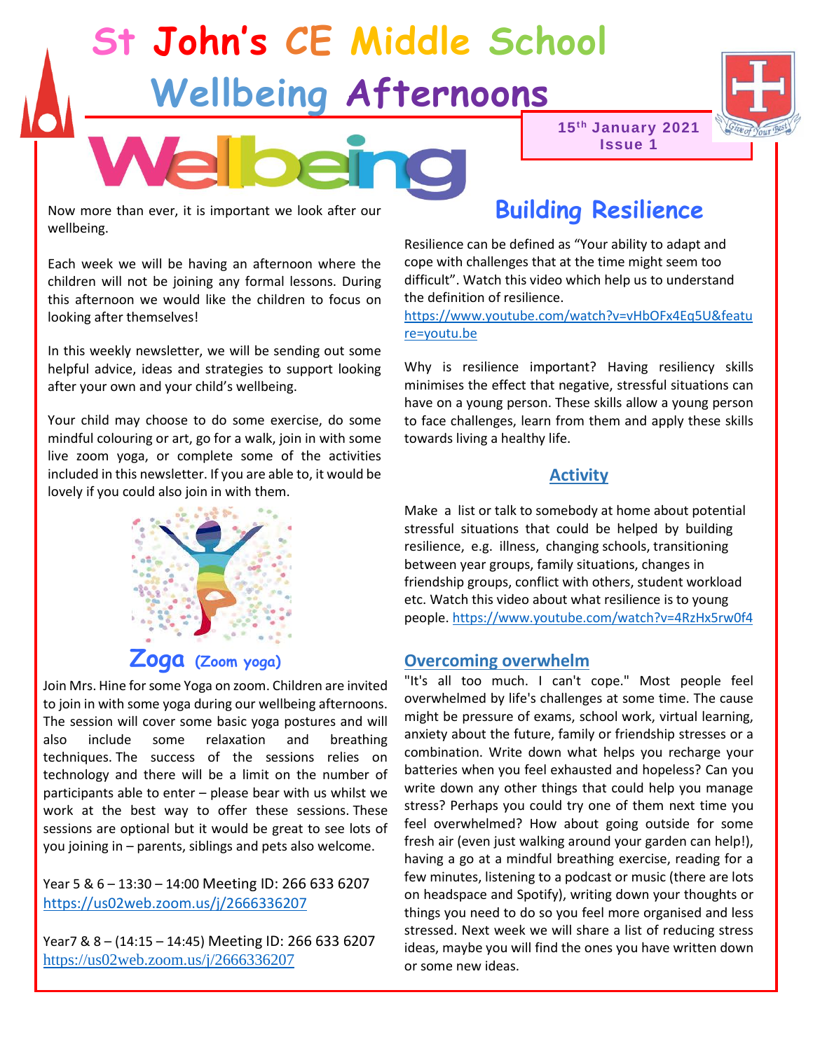# St John's CE Middle School

## Wellbeing Afternoons

15th January 2021
Issue 1

Wellbeing

Now more than ever, it is important we look after our wellbeing.

Each week we will be having an afternoon where the children will not be joining any formal lessons. During this afternoon we would like the children to focus on looking after themselves!

In this weekly newsletter, we will be sending out some helpful advice, ideas and strategies to support looking after your own and your child's wellbeing.

Your child may choose to do some exercise, do some mindful colouring or art, go for a walk, join in with some live zoom yoga, or complete some of the activities included in this newsletter. If you are able to, it would be lovely if you could also join in with them.

## Zoga (Zoom yoga)

Join Mrs. Hine for some Yoga on zoom. Children are invited to join in with some yoga during our wellbeing afternoons. The session will cover some basic yoga postures and will also include some relaxation and breathing techniques. The success of the sessions relies on technology and there will be a limit on the number of participants able to enter – please bear with us whilst we work at the best way to offer these sessions. These sessions are optional but it would be great to see lots of you joining in – parents, siblings and pets also welcome.

Year 5 & 6 – 13:30 – 14:00 Meeting ID: 266 633 6207
https://us02web.zoom.us/j/2666336207

Year7 & 8 – (14:15 – 14:45) Meeting ID: 266 633 6207
https://us02web.zoom.us/j/2666336207

## Building Resilience

Resilience can be defined as "Your ability to adapt and cope with challenges that at the time might seem too difficult". Watch this video which help us to understand the definition of resilience.
https://www.youtube.com/watch?v=vHbOFx4Eq5U&feature=youtu.be

Why is resilience important? Having resiliency skills minimises the effect that negative, stressful situations can have on a young person. These skills allow a young person to face challenges, learn from them and apply these skills towards living a healthy life.

### Activity

Make a list or talk to somebody at home about potential stressful situations that could be helped by building resilience, e.g. illness, changing schools, transitioning between year groups, family situations, changes in friendship groups, conflict with others, student workload etc. Watch this video about what resilience is to young people. https://www.youtube.com/watch?v=4RzHx5rw0f4

### Overcoming overwhelm

"It's all too much. I can't cope." Most people feel overwhelmed by life's challenges at some time. The cause might be pressure of exams, school work, virtual learning, anxiety about the future, family or friendship stresses or a combination. Write down what helps you recharge your batteries when you feel exhausted and hopeless? Can you write down any other things that could help you manage stress? Perhaps you could try one of them next time you feel overwhelmed? How about going outside for some fresh air (even just walking around your garden can help!), having a go at a mindful breathing exercise, reading for a few minutes, listening to a podcast or music (there are lots on headspace and Spotify), writing down your thoughts or things you need to do so you feel more organised and less stressed. Next week we will share a list of reducing stress ideas, maybe you will find the ones you have written down or some new ideas.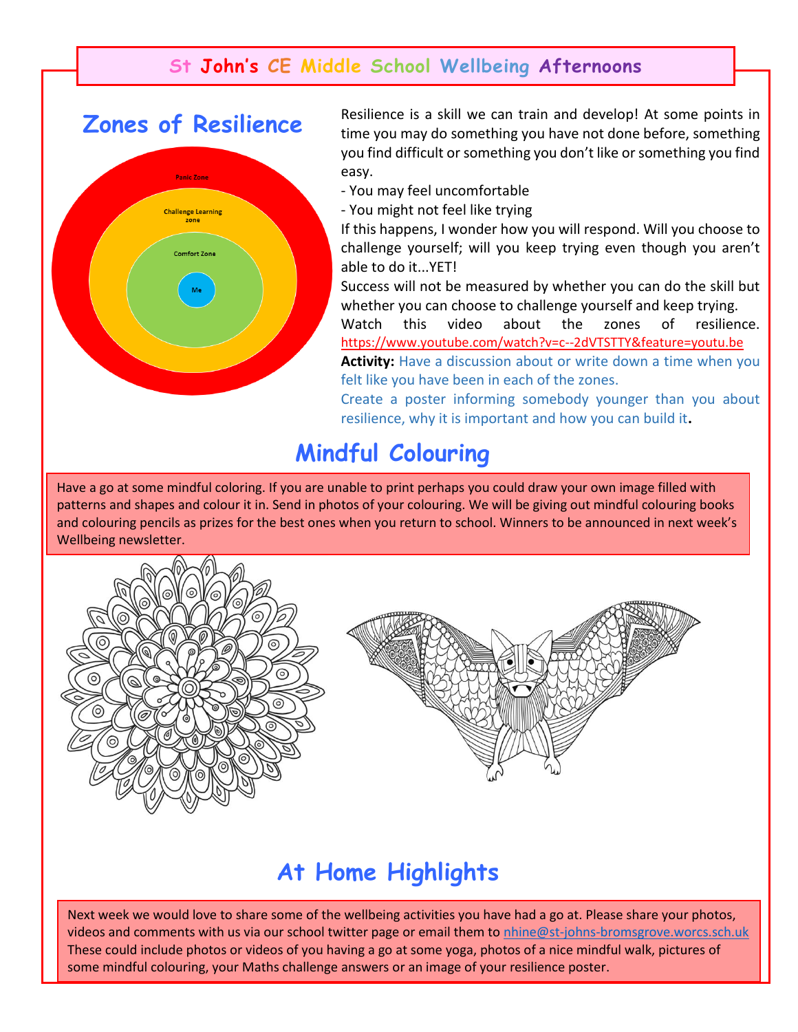# St John's CE Middle School Wellbeing Afternoons

## Zones of Resilience

Panic Zone

Challenge Learning zone

Comfort Zone

Me

Resilience is a skill we can train and develop! At some points in time you may do something you have not done before, something you find difficult or something you don't like or something you find easy.

- You may feel uncomfortable
- You might not feel like trying

If this happens, I wonder how you will respond. Will you choose to challenge yourself; will you keep trying even though you aren't able to do it...YET!

Success will not be measured by whether you can do the skill but whether you can choose to challenge yourself and keep trying.

Watch this video about the zones of resilience. https://www.youtube.com/watch?v=c--2dVTSTTY&feature=youtu.be

**Activity:** Have a discussion about or write down a time when you felt like you have been in each of the zones.

Create a poster informing somebody younger than you about resilience, why it is important and how you can build it.

## Mindful Colouring

Have a go at some mindful coloring. If you are unable to print perhaps you could draw your own image filled with patterns and shapes and colour it in. Send in photos of your colouring. We will be giving out mindful colouring books and colouring pencils as prizes for the best ones when you return to school. Winners to be announced in next week's Wellbeing newsletter.

## At Home Highlights

Next week we would love to share some of the wellbeing activities you have had a go at. Please share your photos, videos and comments with us via our school twitter page or email them to nhine@st-johns-bromsgrove.worcs.sch.uk These could include photos or videos of you having a go at some yoga, photos of a nice mindful walk, pictures of some mindful colouring, your Maths challenge answers or an image of your resilience poster.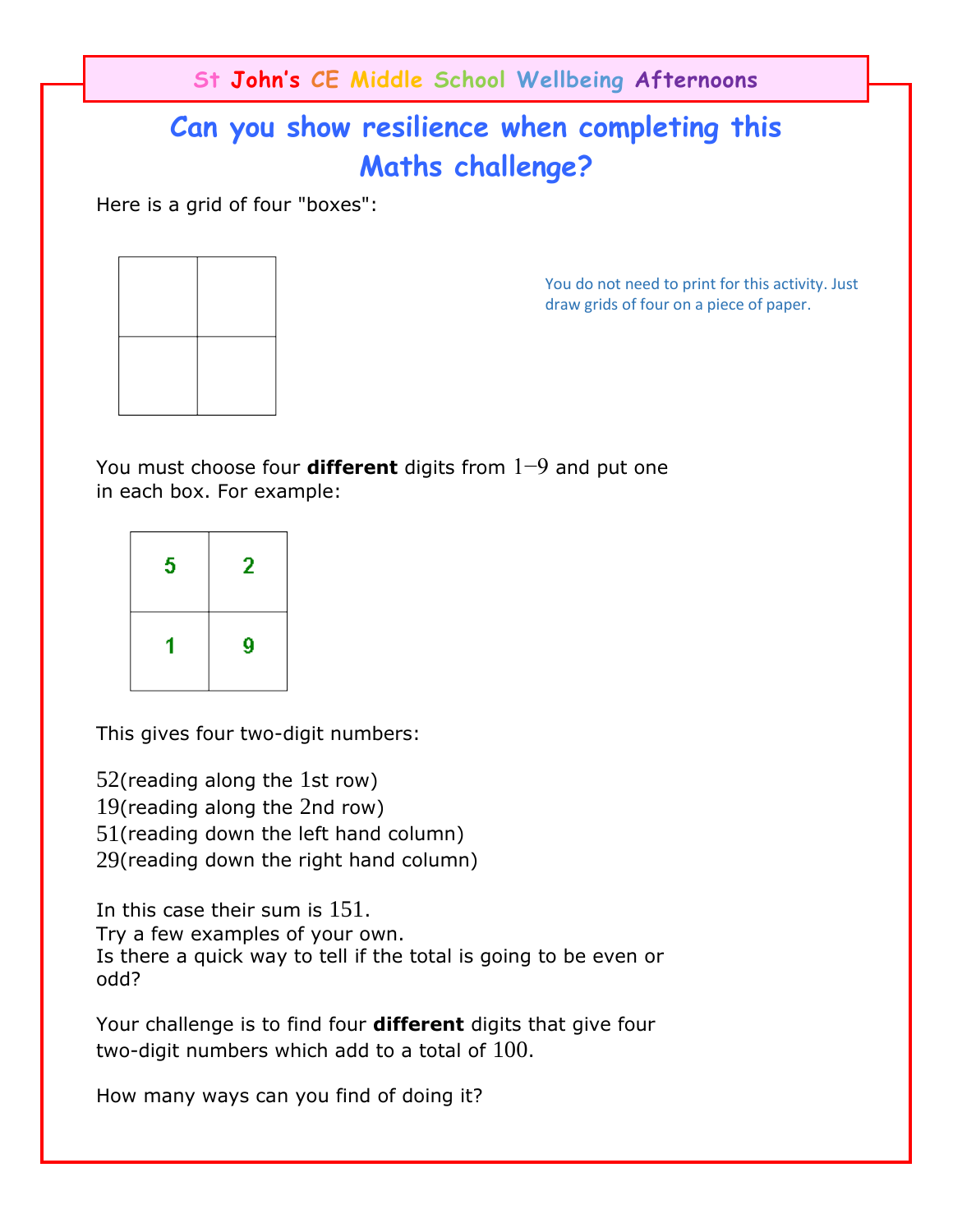St John's CE Middle School Wellbeing Afternoons

# Can you show resilience when completing this Maths challenge?

Here is a grid of four "boxes":

| | |
|---|---|
| | |
| | |

You do not need to print for this activity. Just draw grids of four on a piece of paper.

You must choose four **different** digits from $1-9$ and put one in each box. For example:

| | |
|---|---|
| 5 | 2 |
| 1 | 9 |

This gives four two-digit numbers:

$52$(reading along the $1$st row)
$19$(reading along the $2$nd row)
$51$(reading down the left hand column)
$29$(reading down the right hand column)

In this case their sum is $151$.
Try a few examples of your own.
Is there a quick way to tell if the total is going to be even or odd?

Your challenge is to find four **different** digits that give four two-digit numbers which add to a total of $100$.

How many ways can you find of doing it?